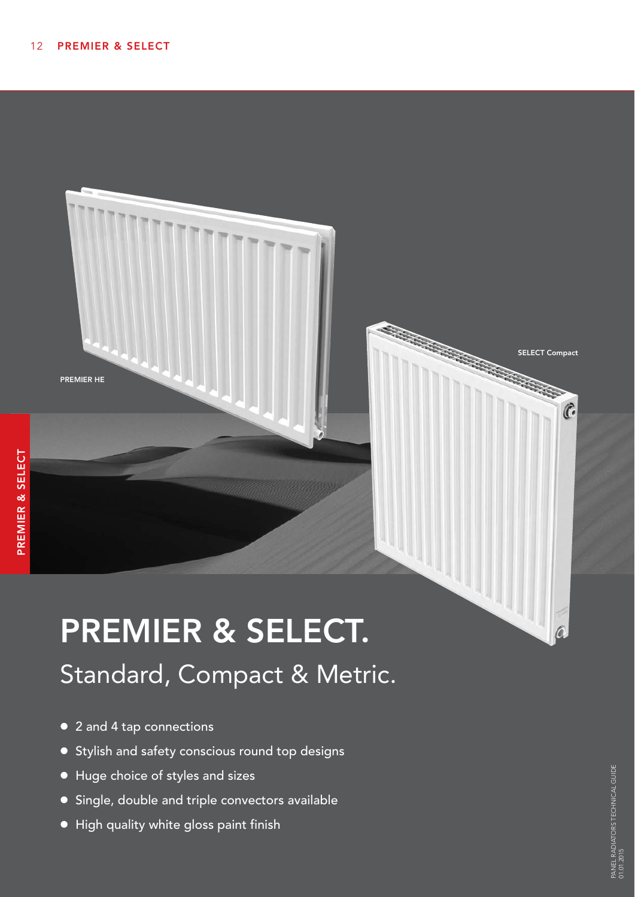PREMIER HE

SELECT Compact

# PREMIER & SELECT.

## Standard, Compact & Metric.

- 2 and 4 tap connections
- Stylish and safety conscious round top designs
- Huge choice of styles and sizes
- Single, double and triple convectors available
- High quality white gloss paint finish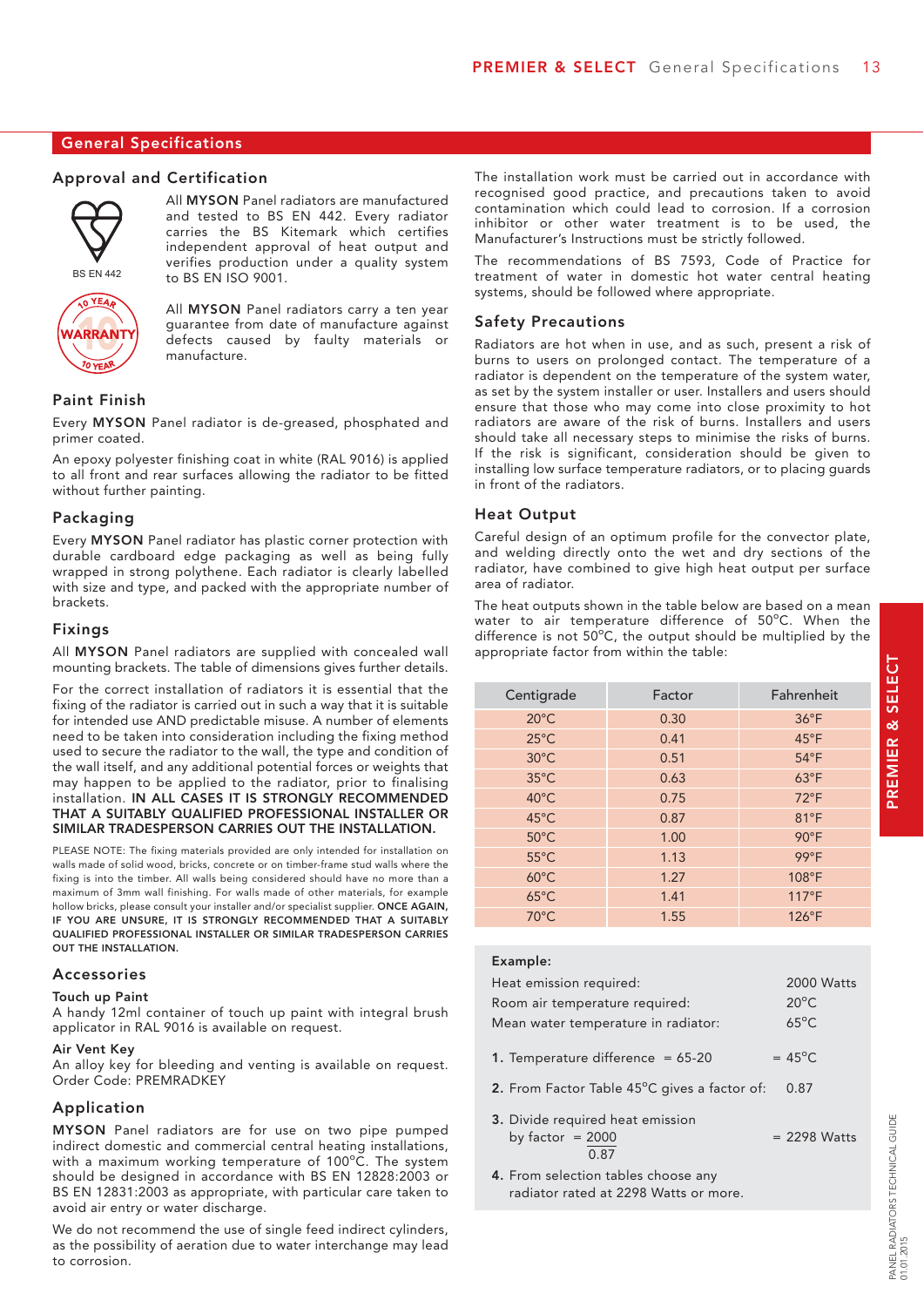## General Specifications

### Approval and Certification

BS EN 442

All **MYSON** Panel radiators are manufactured and tested to BS EN 442. Every radiator carries the BS Kitemark which certifies independent approval of heat output and verifies production under a quality system to BS EN ISO 9001.

10 YEAR WARRANTY

All **MYSON** Panel radiators carry a ten year guarantee from date of manufacture against defects caused by faulty materials or manufacture.

### Paint Finish

Every **MYSON** Panel radiator is de-greased, phosphated and primer coated.

An epoxy polyester finishing coat in white (RAL 9016) is applied to all front and rear surfaces allowing the radiator to be fitted without further painting.

### Packaging

Every **MYSON** Panel radiator has plastic corner protection with durable cardboard edge packaging as well as being fully wrapped in strong polythene. Each radiator is clearly labelled with size and type, and packed with the appropriate number of brackets.

### Fixings

All **MYSON** Panel radiators are supplied with concealed wall mounting brackets. The table of dimensions gives further details.

For the correct installation of radiators it is essential that the fixing of the radiator is carried out in such a way that it is suitable for intended use AND predictable misuse. A number of elements need to be taken into consideration including the fixing method used to secure the radiator to the wall, the type and condition of the wall itself, and any additional potential forces or weights that may happen to be applied to the radiator, prior to finalising installation. **IN ALL CASES IT IS STRONGLY RECOMMENDED THAT A SUITABLY QUALIFIED PROFESSIONAL INSTALLER OR SIMILAR TRADESPERSON CARRIES OUT THE INSTALLATION.**

PLEASE NOTE: The fixing materials provided are only intended for installation on walls made of solid wood, bricks, concrete or on timber-frame stud walls where the fixing is into the timber. All walls being considered should have no more than a maximum of 3mm wall finishing. For walls made of other materials, for example hollow bricks, please consult your installer and/or specialist supplier. **ONCE AGAIN, IF YOU ARE UNSURE, IT IS STRONGLY RECOMMENDED THAT A SUITABLY QUALIFIED PROFESSIONAL INSTALLER OR SIMILAR TRADESPERSON CARRIES OUT THE INSTALLATION.**

### Accessories

**Touch up Paint**
A handy 12ml container of touch up paint with integral brush applicator in RAL 9016 is available on request.

**Air Vent Key**
An alloy key for bleeding and venting is available on request.
Order Code: PREMRADKEY

### Application

**MYSON** Panel radiators are for use on two pipe pumped indirect domestic and commercial central heating installations, with a maximum working temperature of 100°C. The system should be designed in accordance with BS EN 12828:2003 or BS EN 12831:2003 as appropriate, with particular care taken to avoid air entry or water discharge.

We do not recommend the use of single feed indirect cylinders, as the possibility of aeration due to water interchange may lead to corrosion.

The installation work must be carried out in accordance with recognised good practice, and precautions taken to avoid contamination which could lead to corrosion. If a corrosion inhibitor or other water treatment is to be used, the Manufacturer's Instructions must be strictly followed.

The recommendations of BS 7593, Code of Practice for treatment of water in domestic hot water central heating systems, should be followed where appropriate.

### Safety Precautions

Radiators are hot when in use, and as such, present a risk of burns to users on prolonged contact. The temperature of a radiator is dependent on the temperature of the system water, as set by the system installer or user. Installers and users should ensure that those who may come into close proximity to hot radiators are aware of the risk of burns. Installers and users should take all necessary steps to minimise the risks of burns. If the risk is significant, consideration should be given to installing low surface temperature radiators, or to placing guards in front of the radiators.

### Heat Output

Careful design of an optimum profile for the convector plate, and welding directly onto the wet and dry sections of the radiator, have combined to give high heat output per surface area of radiator.

The heat outputs shown in the table below are based on a mean water to air temperature difference of 50°C. When the difference is not 50°C, the output should be multiplied by the appropriate factor from within the table:

| Centigrade | Factor | Fahrenheit |
|---|---|---|
| 20°C | 0.30 | 36°F |
| 25°C | 0.41 | 45°F |
| 30°C | 0.51 | 54°F |
| 35°C | 0.63 | 63°F |
| 40°C | 0.75 | 72°F |
| 45°C | 0.87 | 81°F |
| 50°C | 1.00 | 90°F |
| 55°C | 1.13 | 99°F |
| 60°C | 1.27 | 108°F |
| 65°C | 1.41 | 117°F |
| 70°C | 1.55 | 126°F |

**Example:**

Heat emission required: 2000 Watts
Room air temperature required: 20°C
Mean water temperature in radiator: 65°C

1. Temperature difference = 65-20 = 45°C
2. From Factor Table 45°C gives a factor of: 0.87
3. Divide required heat emission by factor = $\frac{2000}{0.87}$ = 2298 Watts
4. From selection tables choose any radiator rated at 2298 Watts or more.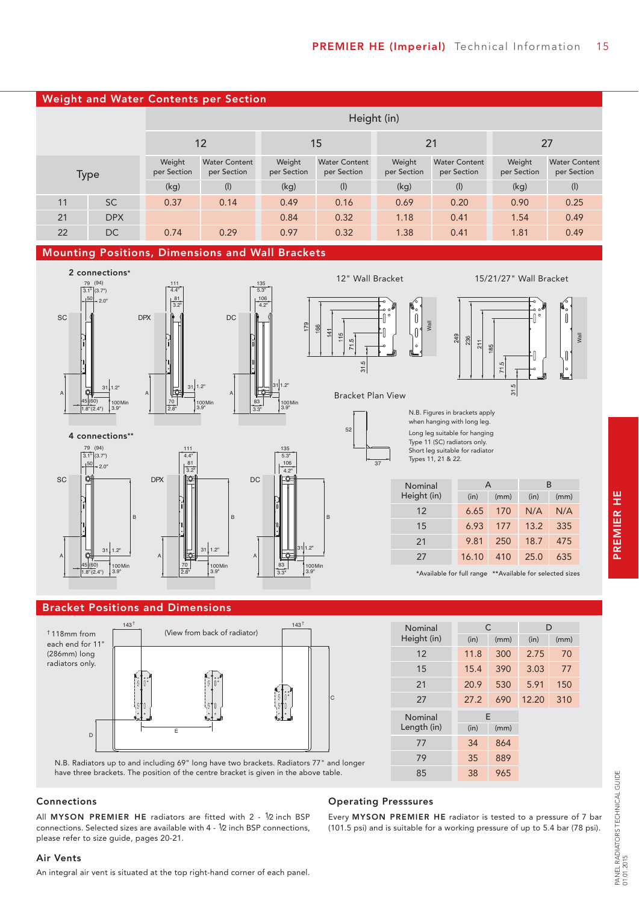## Weight and Water Contents per Section

| Type | | 12 Weight per Section (kg) | 12 Water Content per Section (l) | 15 Weight per Section (kg) | 15 Water Content per Section (l) | 21 Weight per Section (kg) | 21 Water Content per Section (l) | 27 Weight per Section (kg) | 27 Water Content per Section (l) |
|---|---|---|---|---|---|---|---|---|---|
| 11 | SC | 0.37 | 0.14 | 0.49 | 0.16 | 0.69 | 0.20 | 0.90 | 0.25 |
| 21 | DPX | | | 0.84 | 0.32 | 1.18 | 0.41 | 1.54 | 0.49 |
| 22 | DC | 0.74 | 0.29 | 0.97 | 0.32 | 1.38 | 0.41 | 1.81 | 0.49 |

Height (in)

## Mounting Positions, Dimensions and Wall Brackets

2 connections*

4 connections**

12" Wall Bracket

15/21/27" Wall Bracket

Bracket Plan View

N.B. Figures in brackets apply when hanging with long leg.

Long leg suitable for hanging Type 11 (SC) radiators only.
Short leg suitable for radiator Types 11, 21 & 22.

| Nominal Height (in) | A (in) | A (mm) | B (in) | B (mm) |
|---|---|---|---|---|
| 12 | 6.65 | 170 | N/A | N/A |
| 15 | 6.93 | 177 | 13.2 | 335 |
| 21 | 9.81 | 250 | 18.7 | 475 |
| 27 | 16.10 | 410 | 25.0 | 635 |

*Available for full range **Available for selected sizes

## Bracket Positions and Dimensions

† 118mm from each end for 11" (286mm) long radiators only.

(View from back of radiator)

N.B. Radiators up to and including 69" long have two brackets. Radiators 77" and longer have three brackets. The position of the centre bracket is given in the above table.

| Nominal Height (in) | C (in) | C (mm) | D (in) | D (mm) |
|---|---|---|---|---|
| 12 | 11.8 | 300 | 2.75 | 70 |
| 15 | 15.4 | 390 | 3.03 | 77 |
| 21 | 20.9 | 530 | 5.91 | 150 |
| 27 | 27.2 | 690 | 12.20 | 310 |

| Nominal Length (in) | E (in) | E (mm) |
|---|---|---|
| 77 | 34 | 864 |
| 79 | 35 | 889 |
| 85 | 38 | 965 |

### Connections

All **MYSON PREMIER HE** radiators are fitted with 2 - ½ inch BSP connections. Selected sizes are available with 4 - ½ inch BSP connections, please refer to size guide, pages 20-21.

### Air Vents

An integral air vent is situated at the top right-hand corner of each panel.

### Operating Presssures

Every **MYSON PREMIER HE** radiator is tested to a pressure of 7 bar (101.5 psi) and is suitable for a working pressure of up to 5.4 bar (78 psi).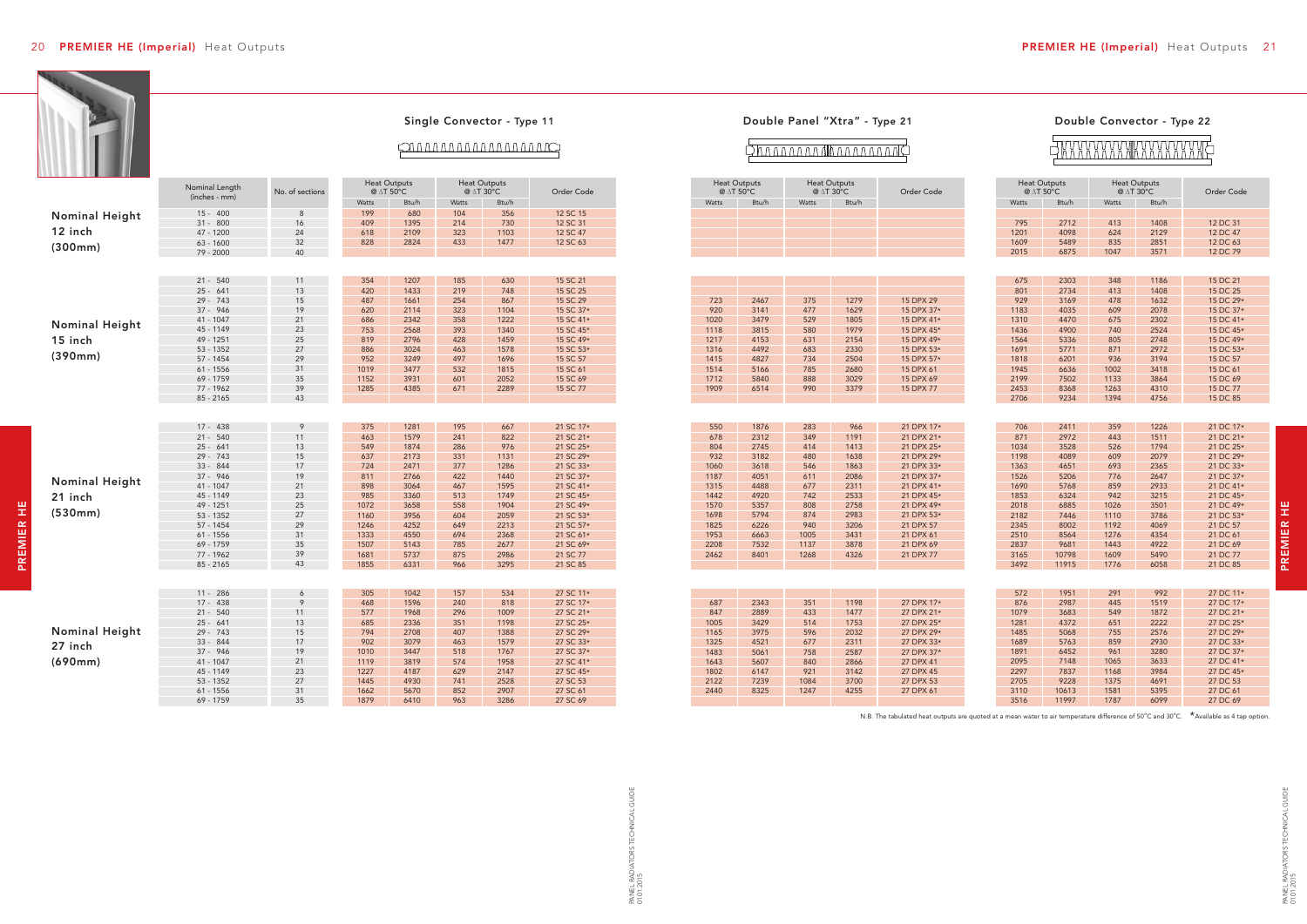# PREMIER HE (Imperial) Heat Outputs

| Nominal Height | Nominal Length (inches - mm) | No. of sections | Single Convector - Type 11: Heat Outputs @ $\Delta T$ 50°C | | Heat Outputs @ $\Delta T$ 30°C | | Order Code | Double Panel "Xtra" - Type 21: Heat Outputs @ $\Delta T$ 50°C | | Heat Outputs @ $\Delta T$ 30°C | | Order Code | Double Convector - Type 22: Heat Outputs @ $\Delta T$ 50°C | | Heat Outputs @ $\Delta T$ 30°C | | Order Code |
|---|---|---|---|---|---|---|---|---|---|---|---|---|---|---|---|---|---|
| | | | Watts | Btu/h | Watts | Btu/h | | Watts | Btu/h | Watts | Btu/h | | Watts | Btu/h | Watts | Btu/h | |
| Nominal Height 12 inch (300mm) | 15 - 400 | 8 | 199 | 680 | 104 | 356 | 12 SC 15 | | | | | | | | | | |
| | 31 - 800 | 16 | 409 | 1395 | 214 | 730 | 12 SC 31 | | | | | | 795 | 2712 | 413 | 1408 | 12 DC 31 |
| | 47 - 1200 | 24 | 618 | 2109 | 323 | 1103 | 12 SC 47 | | | | | | 1201 | 4098 | 624 | 2129 | 12 DC 47 |
| | 63 - 1600 | 32 | 828 | 2824 | 433 | 1477 | 12 SC 63 | | | | | | 1609 | 5489 | 835 | 2851 | 12 DC 63 |
| | 79 - 2000 | 40 | | | | | | | | | | | 2015 | 6875 | 1047 | 3571 | 12 DC 79 |
| Nominal Height 15 inch (390mm) | 21 - 540 | 11 | 354 | 1207 | 185 | 630 | 15 SC 21 | | | | | | 675 | 2303 | 348 | 1186 | 15 DC 21 |
| | 25 - 641 | 13 | 420 | 1433 | 219 | 748 | 15 SC 25 | | | | | | 801 | 2734 | 413 | 1408 | 15 DC 25 |
| | 29 - 743 | 15 | 487 | 1661 | 254 | 867 | 15 SC 29 | 723 | 2467 | 375 | 1279 | 15 DPX 29 | 929 | 3169 | 478 | 1632 | 15 DC 29* |
| | 37 - 946 | 19 | 620 | 2114 | 323 | 1104 | 15 SC 37* | 920 | 3141 | 477 | 1629 | 15 DPX 37* | 1183 | 4035 | 609 | 2078 | 15 DC 37* |
| | 41 - 1047 | 21 | 686 | 2342 | 358 | 1222 | 15 SC 41* | 1020 | 3479 | 529 | 1805 | 15 DPX 41* | 1310 | 4470 | 675 | 2302 | 15 DC 41* |
| | 45 - 1149 | 23 | 753 | 2568 | 393 | 1340 | 15 SC 45* | 1118 | 3815 | 580 | 1979 | 15 DPX 45* | 1436 | 4900 | 740 | 2524 | 15 DC 45* |
| | 49 - 1251 | 25 | 819 | 2796 | 428 | 1459 | 15 SC 49* | 1217 | 4153 | 631 | 2154 | 15 DPX 49* | 1564 | 5336 | 805 | 2748 | 15 DC 49* |
| | 53 - 1352 | 27 | 886 | 3024 | 463 | 1578 | 15 SC 53* | 1316 | 4492 | 683 | 2330 | 15 DPX 53* | 1691 | 5771 | 871 | 2972 | 15 DC 53* |
| | 57 - 1454 | 29 | 952 | 3249 | 497 | 1696 | 15 SC 57 | 1415 | 4827 | 734 | 2504 | 15 DPX 57* | 1818 | 6201 | 936 | 3194 | 15 DC 57 |
| | 61 - 1556 | 31 | 1019 | 3477 | 532 | 1815 | 15 SC 61 | 1514 | 5166 | 785 | 2680 | 15 DPX 61 | 1945 | 6636 | 1002 | 3418 | 15 DC 61 |
| | 69 - 1759 | 35 | 1152 | 3931 | 601 | 2052 | 15 SC 69 | 1712 | 5840 | 888 | 3029 | 15 DPX 69 | 2199 | 7502 | 1133 | 3864 | 15 DC 69 |
| | 77 - 1962 | 39 | 1285 | 4385 | 671 | 2289 | 15 SC 77 | 1909 | 6514 | 990 | 3379 | 15 DPX 77 | 2453 | 8368 | 1263 | 4310 | 15 DC 77 |
| | 85 - 2165 | 43 | | | | | | | | | | | 2706 | 9234 | 1394 | 4756 | 15 DC 85 |
| Nominal Height 21 inch (530mm) | 17 - 438 | 9 | 375 | 1281 | 195 | 667 | 21 SC 17* | 550 | 1876 | 283 | 966 | 21 DPX 17* | 706 | 2411 | 359 | 1226 | 21 DC 17* |
| | 21 - 540 | 11 | 463 | 1579 | 241 | 822 | 21 SC 21* | 678 | 2312 | 349 | 1191 | 21 DPX 21* | 871 | 2972 | 443 | 1511 | 21 DC 21* |
| | 25 - 641 | 13 | 549 | 1874 | 286 | 976 | 21 SC 25* | 804 | 2745 | 414 | 1413 | 21 DPX 25* | 1034 | 3528 | 526 | 1794 | 21 DC 25* |
| | 29 - 743 | 15 | 637 | 2173 | 331 | 1131 | 21 SC 29* | 932 | 3182 | 480 | 1638 | 21 DPX 29* | 1198 | 4089 | 609 | 2079 | 21 DC 29* |
| | 33 - 844 | 17 | 724 | 2471 | 377 | 1286 | 21 SC 33* | 1060 | 3618 | 546 | 1863 | 21 DPX 33* | 1363 | 4651 | 693 | 2365 | 21 DC 33* |
| | 37 - 946 | 19 | 811 | 2766 | 422 | 1440 | 21 SC 37* | 1187 | 4051 | 611 | 2086 | 21 DPX 37* | 1526 | 5206 | 776 | 2647 | 21 DC 37* |
| | 41 - 1047 | 21 | 898 | 3064 | 467 | 1595 | 21 SC 41* | 1315 | 4488 | 677 | 2311 | 21 DPX 41* | 1690 | 5768 | 859 | 2933 | 21 DC 41* |
| | 45 - 1149 | 23 | 985 | 3360 | 513 | 1749 | 21 SC 45* | 1442 | 4920 | 742 | 2533 | 21 DPX 45* | 1853 | 6324 | 942 | 3215 | 21 DC 45* |
| | 49 - 1251 | 25 | 1072 | 3658 | 558 | 1904 | 21 SC 49* | 1570 | 5357 | 808 | 2758 | 21 DPX 49* | 2018 | 6885 | 1026 | 3501 | 21 DC 49* |
| | 53 - 1352 | 27 | 1160 | 3956 | 604 | 2059 | 21 SC 53* | 1698 | 5794 | 874 | 2983 | 21 DPX 53* | 2182 | 7446 | 1110 | 3786 | 21 DC 53* |
| | 57 - 1454 | 29 | 1246 | 4252 | 649 | 2213 | 21 SC 57* | 1825 | 6226 | 940 | 3206 | 21 DPX 57 | 2345 | 8002 | 1192 | 4069 | 21 DC 57 |
| | 61 - 1556 | 31 | 1333 | 4550 | 694 | 2368 | 21 SC 61* | 1953 | 6663 | 1005 | 3431 | 21 DPX 61 | 2510 | 8564 | 1276 | 4354 | 21 DC 61 |
| | 69 - 1759 | 35 | 1507 | 5143 | 785 | 2677 | 21 SC 69* | 2208 | 7532 | 1137 | 3878 | 21 DPX 69 | 2837 | 9681 | 1443 | 4922 | 21 DC 69 |
| | 77 - 1962 | 39 | 1681 | 5737 | 875 | 2986 | 21 SC 77 | 2462 | 8401 | 1268 | 4326 | 21 DPX 77 | 3165 | 10798 | 1609 | 5490 | 21 DC 77 |
| | 85 - 2165 | 43 | 1855 | 6331 | 966 | 3295 | 21 SC 85 | | | | | | 3492 | 11915 | 1776 | 6058 | 21 DC 85 |
| Nominal Height 27 inch (690mm) | 11 - 286 | 6 | 305 | 1042 | 157 | 534 | 27 SC 11* | | | | | | 572 | 1951 | 291 | 992 | 27 DC 11* |
| | 17 - 438 | 9 | 468 | 1596 | 240 | 818 | 27 SC 17* | 687 | 2343 | 351 | 1198 | 27 DPX 17* | 876 | 2987 | 445 | 1519 | 27 DC 17* |
| | 21 - 540 | 11 | 577 | 1968 | 296 | 1009 | 27 SC 21* | 847 | 2889 | 433 | 1477 | 27 DPX 21* | 1079 | 3683 | 549 | 1872 | 27 DC 21* |
| | 25 - 641 | 13 | 685 | 2336 | 351 | 1198 | 27 SC 25* | 1005 | 3429 | 514 | 1753 | 27 DPX 25* | 1281 | 4372 | 651 | 2222 | 27 DC 25* |
| | 29 - 743 | 15 | 794 | 2708 | 407 | 1388 | 27 SC 29* | 1165 | 3975 | 596 | 2032 | 27 DPX 29* | 1485 | 5068 | 755 | 2576 | 27 DC 29* |
| | 33 - 844 | 17 | 902 | 3079 | 463 | 1579 | 27 SC 33* | 1325 | 4521 | 677 | 2311 | 27 DPX 33* | 1689 | 5763 | 859 | 2930 | 27 DC 33* |
| | 37 - 946 | 19 | 1010 | 3447 | 518 | 1767 | 27 SC 37* | 1483 | 5061 | 758 | 2587 | 27 DPX 37* | 1891 | 6452 | 961 | 3280 | 27 DC 37* |
| | 41 - 1047 | 21 | 1119 | 3819 | 574 | 1958 | 27 SC 41* | 1643 | 5607 | 840 | 2866 | 27 DPX 41 | 2095 | 7148 | 1065 | 3633 | 27 DC 41* |
| | 45 - 1149 | 23 | 1227 | 4187 | 629 | 2147 | 27 SC 45* | 1802 | 6147 | 921 | 3142 | 27 DPX 45 | 2297 | 7837 | 1168 | 3984 | 27 DC 45* |
| | 53 - 1352 | 27 | 1445 | 4930 | 741 | 2528 | 27 SC 53 | 2122 | 7239 | 1084 | 3700 | 27 DPX 53 | 2705 | 9228 | 1375 | 4691 | 27 DC 53 |
| | 61 - 1556 | 31 | 1662 | 5670 | 852 | 2907 | 27 SC 61 | 2440 | 8325 | 1247 | 4255 | 27 DPX 61 | 3110 | 10613 | 1581 | 5395 | 27 DC 61 |
| | 69 - 1759 | 35 | 1879 | 6410 | 963 | 3286 | 27 SC 69 | | | | | | 3516 | 11997 | 1787 | 6099 | 27 DC 69 |

N.B. The tabulated heat outputs are quoted at a mean water to air temperature difference of 50°C and 30°C. *Available as 4 tap option.